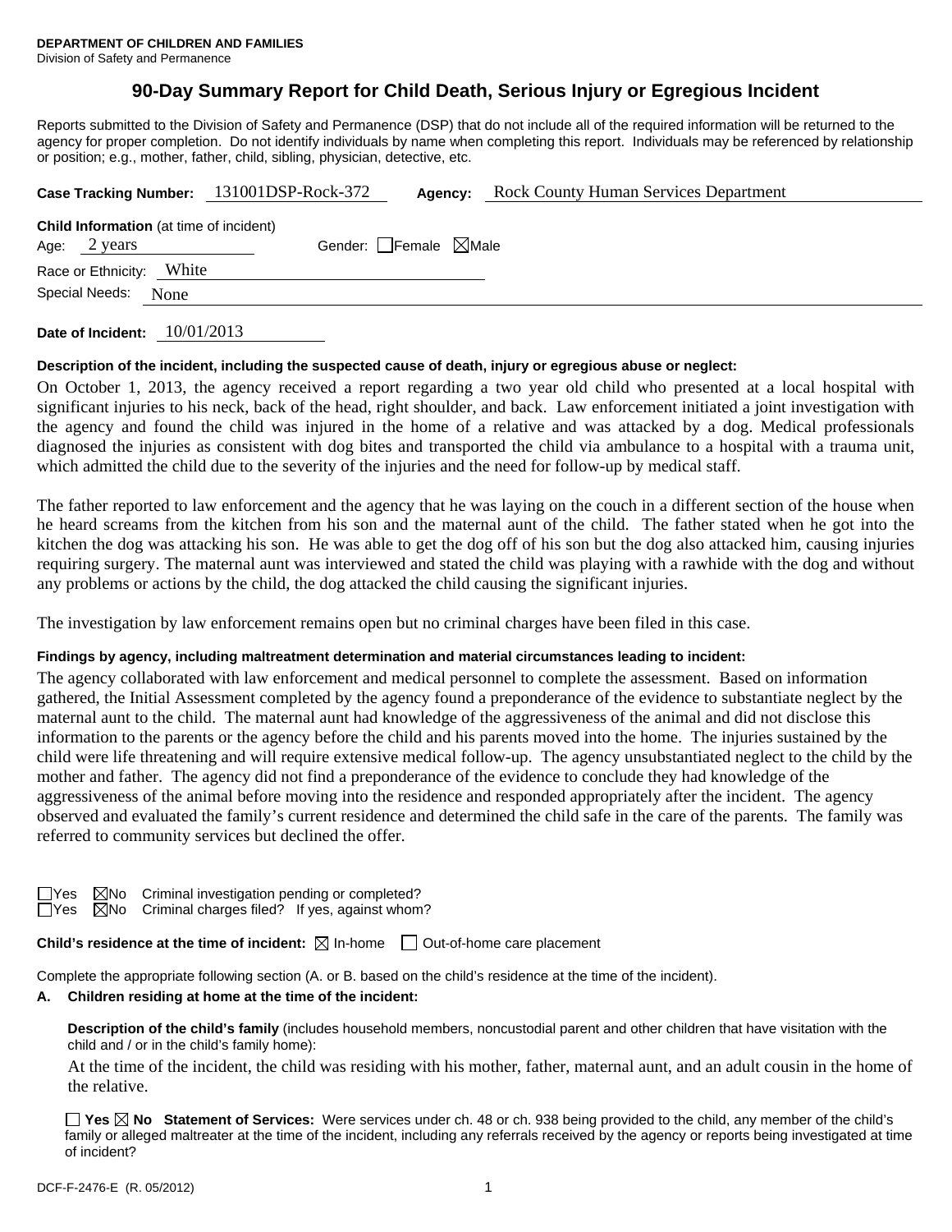**DEPARTMENT OF CHILDREN AND FAMILIES**
Division of Safety and Permanence

# 90-Day Summary Report for Child Death, Serious Injury or Egregious Incident

Reports submitted to the Division of Safety and Permanence (DSP) that do not include all of the required information will be returned to the agency for proper completion. Do not identify individuals by name when completing this report. Individuals may be referenced by relationship or position; e.g., mother, father, child, sibling, physician, detective, etc.

**Case Tracking Number:** 131001DSP-Rock-372 **Agency:** Rock County Human Services Department

**Child Information** (at time of incident)
Age: 2 years Gender: ☐Female ☒Male
Race or Ethnicity: White
Special Needs: None

**Date of Incident:** 10/01/2013

**Description of the incident, including the suspected cause of death, injury or egregious abuse or neglect:**

On October 1, 2013, the agency received a report regarding a two year old child who presented at a local hospital with significant injuries to his neck, back of the head, right shoulder, and back. Law enforcement initiated a joint investigation with the agency and found the child was injured in the home of a relative and was attacked by a dog. Medical professionals diagnosed the injuries as consistent with dog bites and transported the child via ambulance to a hospital with a trauma unit, which admitted the child due to the severity of the injuries and the need for follow-up by medical staff.

The father reported to law enforcement and the agency that he was laying on the couch in a different section of the house when he heard screams from the kitchen from his son and the maternal aunt of the child. The father stated when he got into the kitchen the dog was attacking his son. He was able to get the dog off of his son but the dog also attacked him, causing injuries requiring surgery. The maternal aunt was interviewed and stated the child was playing with a rawhide with the dog and without any problems or actions by the child, the dog attacked the child causing the significant injuries.

The investigation by law enforcement remains open but no criminal charges have been filed in this case.

**Findings by agency, including maltreatment determination and material circumstances leading to incident:**

The agency collaborated with law enforcement and medical personnel to complete the assessment. Based on information gathered, the Initial Assessment completed by the agency found a preponderance of the evidence to substantiate neglect by the maternal aunt to the child. The maternal aunt had knowledge of the aggressiveness of the animal and did not disclose this information to the parents or the agency before the child and his parents moved into the home. The injuries sustained by the child were life threatening and will require extensive medical follow-up. The agency unsubstantiated neglect to the child by the mother and father. The agency did not find a preponderance of the evidence to conclude they had knowledge of the aggressiveness of the animal before moving into the residence and responded appropriately after the incident. The agency observed and evaluated the family's current residence and determined the child safe in the care of the parents. The family was referred to community services but declined the offer.

☐Yes ☒No Criminal investigation pending or completed?
☐Yes ☒No Criminal charges filed? If yes, against whom?

**Child's residence at the time of incident:** ☒ In-home ☐ Out-of-home care placement

Complete the appropriate following section (A. or B. based on the child's residence at the time of the incident).

**A. Children residing at home at the time of the incident:**

**Description of the child's family** (includes household members, noncustodial parent and other children that have visitation with the child and / or in the child's family home):

At the time of the incident, the child was residing with his mother, father, maternal aunt, and an adult cousin in the home of the relative.

☐ **Yes** ☒ **No Statement of Services:** Were services under ch. 48 or ch. 938 being provided to the child, any member of the child's family or alleged maltreater at the time of the incident, including any referrals received by the agency or reports being investigated at time of incident?

DCF-F-2476-E (R. 05/2012)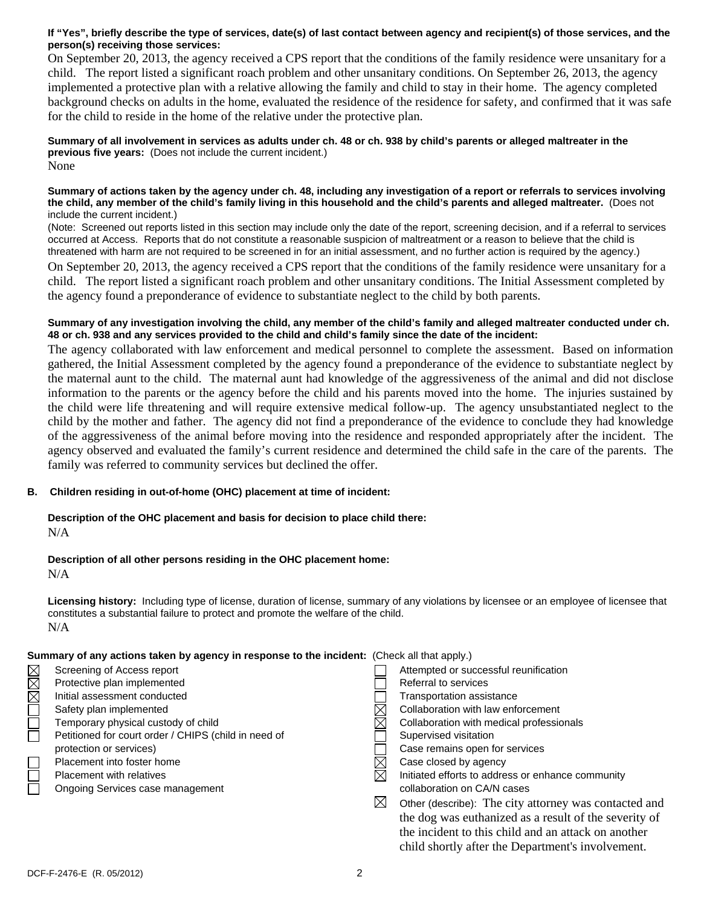**If "Yes", briefly describe the type of services, date(s) of last contact between agency and recipient(s) of those services, and the person(s) receiving those services:**

On September 20, 2013, the agency received a CPS report that the conditions of the family residence were unsanitary for a child. The report listed a significant roach problem and other unsanitary conditions. On September 26, 2013, the agency implemented a protective plan with a relative allowing the family and child to stay in their home. The agency completed background checks on adults in the home, evaluated the residence of the residence for safety, and confirmed that it was safe for the child to reside in the home of the relative under the protective plan.

**Summary of all involvement in services as adults under ch. 48 or ch. 938 by child's parents or alleged maltreater in the previous five years:** (Does not include the current incident.)

None

**Summary of actions taken by the agency under ch. 48, including any investigation of a report or referrals to services involving the child, any member of the child's family living in this household and the child's parents and alleged maltreater.** (Does not include the current incident.)

(Note: Screened out reports listed in this section may include only the date of the report, screening decision, and if a referral to services occurred at Access. Reports that do not constitute a reasonable suspicion of maltreatment or a reason to believe that the child is threatened with harm are not required to be screened in for an initial assessment, and no further action is required by the agency.)

On September 20, 2013, the agency received a CPS report that the conditions of the family residence were unsanitary for a child. The report listed a significant roach problem and other unsanitary conditions. The Initial Assessment completed by the agency found a preponderance of evidence to substantiate neglect to the child by both parents.

**Summary of any investigation involving the child, any member of the child's family and alleged maltreater conducted under ch. 48 or ch. 938 and any services provided to the child and child's family since the date of the incident:**

The agency collaborated with law enforcement and medical personnel to complete the assessment. Based on information gathered, the Initial Assessment completed by the agency found a preponderance of the evidence to substantiate neglect by the maternal aunt to the child. The maternal aunt had knowledge of the aggressiveness of the animal and did not disclose information to the parents or the agency before the child and his parents moved into the home. The injuries sustained by the child were life threatening and will require extensive medical follow-up. The agency unsubstantiated neglect to the child by the mother and father. The agency did not find a preponderance of the evidence to conclude they had knowledge of the aggressiveness of the animal before moving into the residence and responded appropriately after the incident. The agency observed and evaluated the family's current residence and determined the child safe in the care of the parents. The family was referred to community services but declined the offer.

**B. Children residing in out-of-home (OHC) placement at time of incident:**

**Description of the OHC placement and basis for decision to place child there:**

N/A

**Description of all other persons residing in the OHC placement home:**

N/A

**Licensing history:** Including type of license, duration of license, summary of any violations by licensee or an employee of licensee that constitutes a substantial failure to protect and promote the welfare of the child.

N/A

**Summary of any actions taken by agency in response to the incident:** (Check all that apply.)

- ☒ Screening of Access report
- ☒ Protective plan implemented
- ☒ Initial assessment conducted
- ☐ Safety plan implemented
- ☐ Temporary physical custody of child
- ☐ Petitioned for court order / CHIPS (child in need of protection or services)
- ☐ Placement into foster home
- ☐ Placement with relatives
- ☐ Ongoing Services case management
- ☐ Attempted or successful reunification
- ☐ Referral to services
- ☐ Transportation assistance
- ☒ Collaboration with law enforcement
- ☒ Collaboration with medical professionals
- ☐ Supervised visitation
- ☐ Case remains open for services
- ☒ Case closed by agency
- ☒ Initiated efforts to address or enhance community collaboration on CA/N cases
- ☒ Other (describe): The city attorney was contacted and the dog was euthanized as a result of the severity of the incident to this child and an attack on another child shortly after the Department's involvement.

DCF-F-2476-E (R. 05/2012)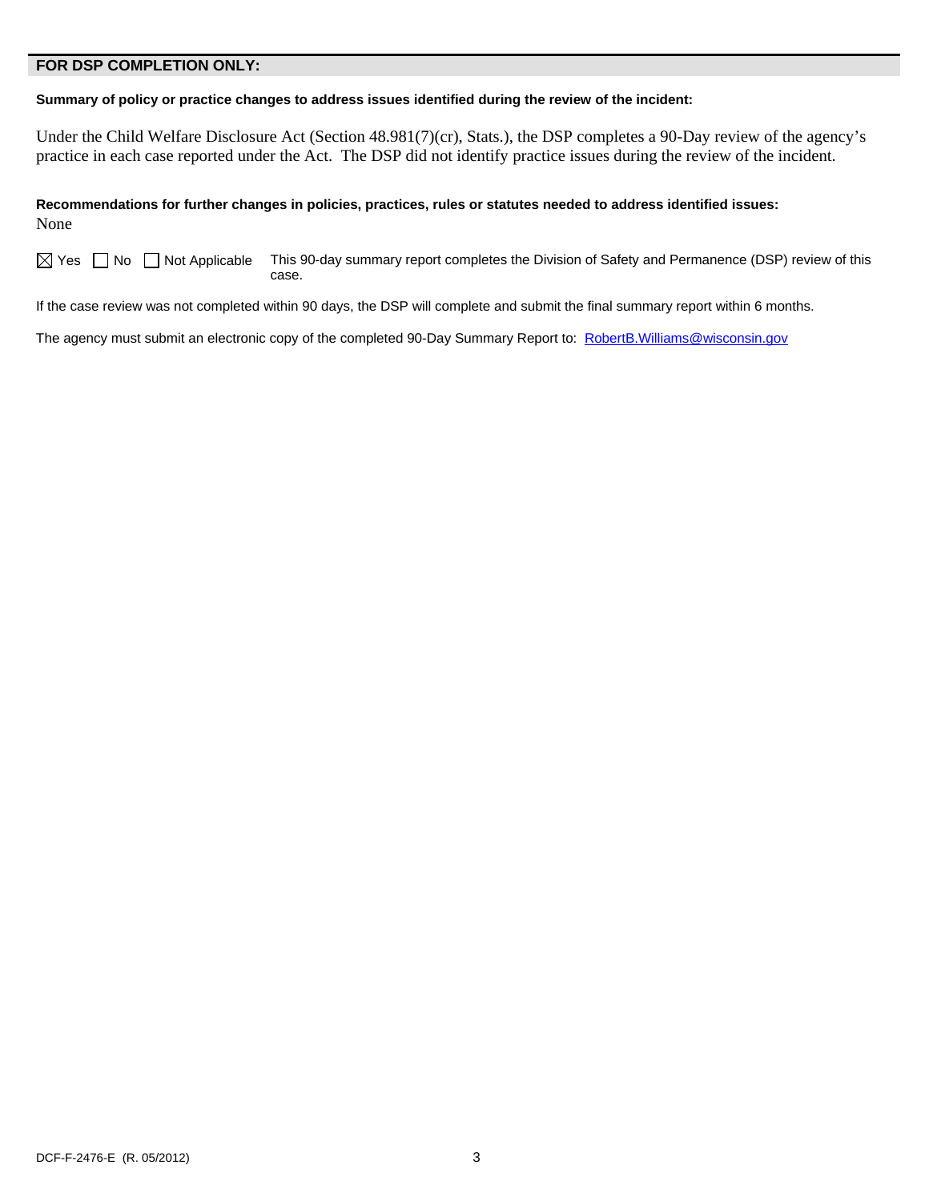## FOR DSP COMPLETION ONLY:

**Summary of policy or practice changes to address issues identified during the review of the incident:**

Under the Child Welfare Disclosure Act (Section 48.981(7)(cr), Stats.), the DSP completes a 90-Day review of the agency's practice in each case reported under the Act. The DSP did not identify practice issues during the review of the incident.

**Recommendations for further changes in policies, practices, rules or statutes needed to address identified issues:**

None

☒ Yes ☐ No ☐ Not Applicable This 90-day summary report completes the Division of Safety and Permanence (DSP) review of this case.

If the case review was not completed within 90 days, the DSP will complete and submit the final summary report within 6 months.

The agency must submit an electronic copy of the completed 90-Day Summary Report to: RobertB.Williams@wisconsin.gov

DCF-F-2476-E (R. 05/2012)